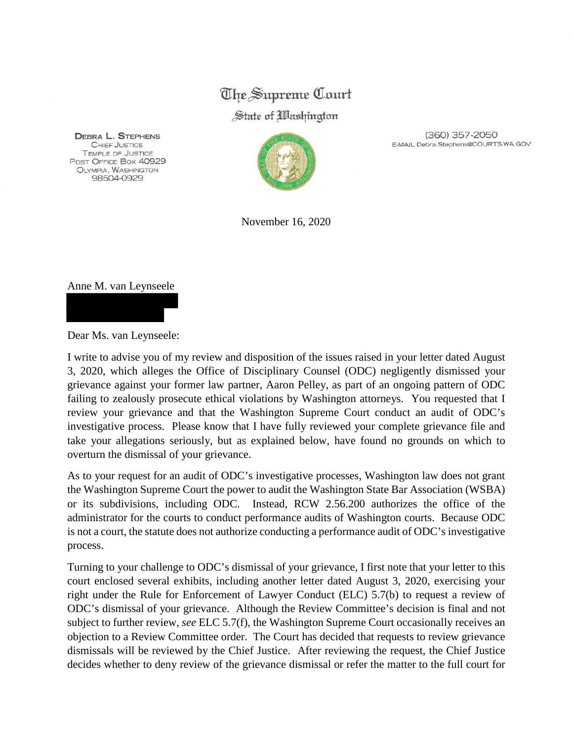# The Supreme Court

## State of Washington

**DEBRA L. STEPHENS**
CHIEF JUSTICE
TEMPLE OF JUSTICE
POST OFFICE BOX 40929
OLYMPIA, WASHINGTON
98504-0929

(360) 357-2050
E-MAIL Debra.Stephens@COURTS.WA.GOV

November 16, 2020

Anne M. van Leynseele

Dear Ms. van Leynseele:

I write to advise you of my review and disposition of the issues raised in your letter dated August 3, 2020, which alleges the Office of Disciplinary Counsel (ODC) negligently dismissed your grievance against your former law partner, Aaron Pelley, as part of an ongoing pattern of ODC failing to zealously prosecute ethical violations by Washington attorneys. You requested that I review your grievance and that the Washington Supreme Court conduct an audit of ODC's investigative process. Please know that I have fully reviewed your complete grievance file and take your allegations seriously, but as explained below, have found no grounds on which to overturn the dismissal of your grievance.

As to your request for an audit of ODC's investigative processes, Washington law does not grant the Washington Supreme Court the power to audit the Washington State Bar Association (WSBA) or its subdivisions, including ODC. Instead, RCW 2.56.200 authorizes the office of the administrator for the courts to conduct performance audits of Washington courts. Because ODC is not a court, the statute does not authorize conducting a performance audit of ODC's investigative process.

Turning to your challenge to ODC's dismissal of your grievance, I first note that your letter to this court enclosed several exhibits, including another letter dated August 3, 2020, exercising your right under the Rule for Enforcement of Lawyer Conduct (ELC) 5.7(b) to request a review of ODC's dismissal of your grievance. Although the Review Committee's decision is final and not subject to further review, *see* ELC 5.7(f), the Washington Supreme Court occasionally receives an objection to a Review Committee order. The Court has decided that requests to review grievance dismissals will be reviewed by the Chief Justice. After reviewing the request, the Chief Justice decides whether to deny review of the grievance dismissal or refer the matter to the full court for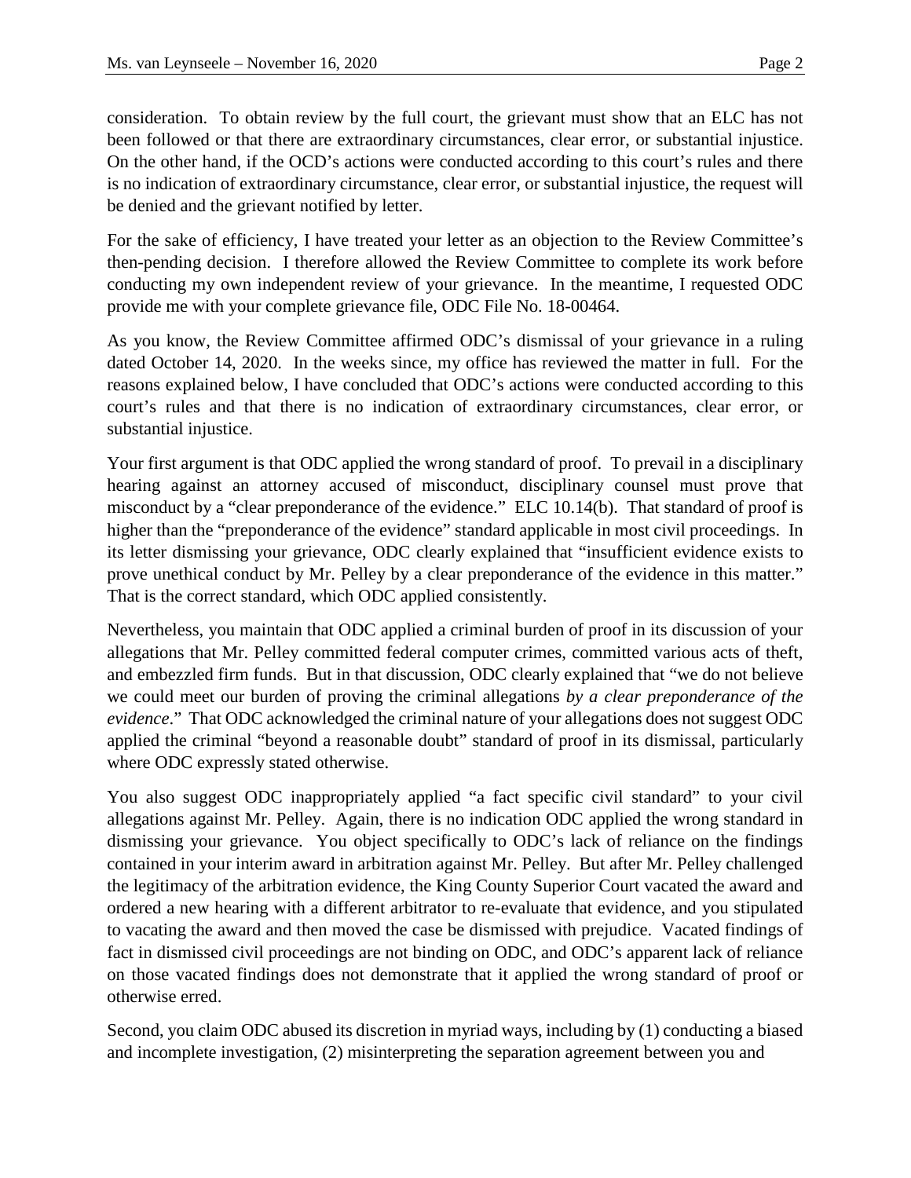consideration. To obtain review by the full court, the grievant must show that an ELC has not been followed or that there are extraordinary circumstances, clear error, or substantial injustice. On the other hand, if the OCD's actions were conducted according to this court's rules and there is no indication of extraordinary circumstance, clear error, or substantial injustice, the request will be denied and the grievant notified by letter.

For the sake of efficiency, I have treated your letter as an objection to the Review Committee's then-pending decision. I therefore allowed the Review Committee to complete its work before conducting my own independent review of your grievance. In the meantime, I requested ODC provide me with your complete grievance file, ODC File No. 18-00464.

As you know, the Review Committee affirmed ODC's dismissal of your grievance in a ruling dated October 14, 2020. In the weeks since, my office has reviewed the matter in full. For the reasons explained below, I have concluded that ODC's actions were conducted according to this court's rules and that there is no indication of extraordinary circumstances, clear error, or substantial injustice.

Your first argument is that ODC applied the wrong standard of proof. To prevail in a disciplinary hearing against an attorney accused of misconduct, disciplinary counsel must prove that misconduct by a "clear preponderance of the evidence." ELC 10.14(b). That standard of proof is higher than the "preponderance of the evidence" standard applicable in most civil proceedings. In its letter dismissing your grievance, ODC clearly explained that "insufficient evidence exists to prove unethical conduct by Mr. Pelley by a clear preponderance of the evidence in this matter." That is the correct standard, which ODC applied consistently.

Nevertheless, you maintain that ODC applied a criminal burden of proof in its discussion of your allegations that Mr. Pelley committed federal computer crimes, committed various acts of theft, and embezzled firm funds. But in that discussion, ODC clearly explained that "we do not believe we could meet our burden of proving the criminal allegations *by a clear preponderance of the evidence*." That ODC acknowledged the criminal nature of your allegations does not suggest ODC applied the criminal "beyond a reasonable doubt" standard of proof in its dismissal, particularly where ODC expressly stated otherwise.

You also suggest ODC inappropriately applied "a fact specific civil standard" to your civil allegations against Mr. Pelley. Again, there is no indication ODC applied the wrong standard in dismissing your grievance. You object specifically to ODC's lack of reliance on the findings contained in your interim award in arbitration against Mr. Pelley. But after Mr. Pelley challenged the legitimacy of the arbitration evidence, the King County Superior Court vacated the award and ordered a new hearing with a different arbitrator to re-evaluate that evidence, and you stipulated to vacating the award and then moved the case be dismissed with prejudice. Vacated findings of fact in dismissed civil proceedings are not binding on ODC, and ODC's apparent lack of reliance on those vacated findings does not demonstrate that it applied the wrong standard of proof or otherwise erred.

Second, you claim ODC abused its discretion in myriad ways, including by (1) conducting a biased and incomplete investigation, (2) misinterpreting the separation agreement between you and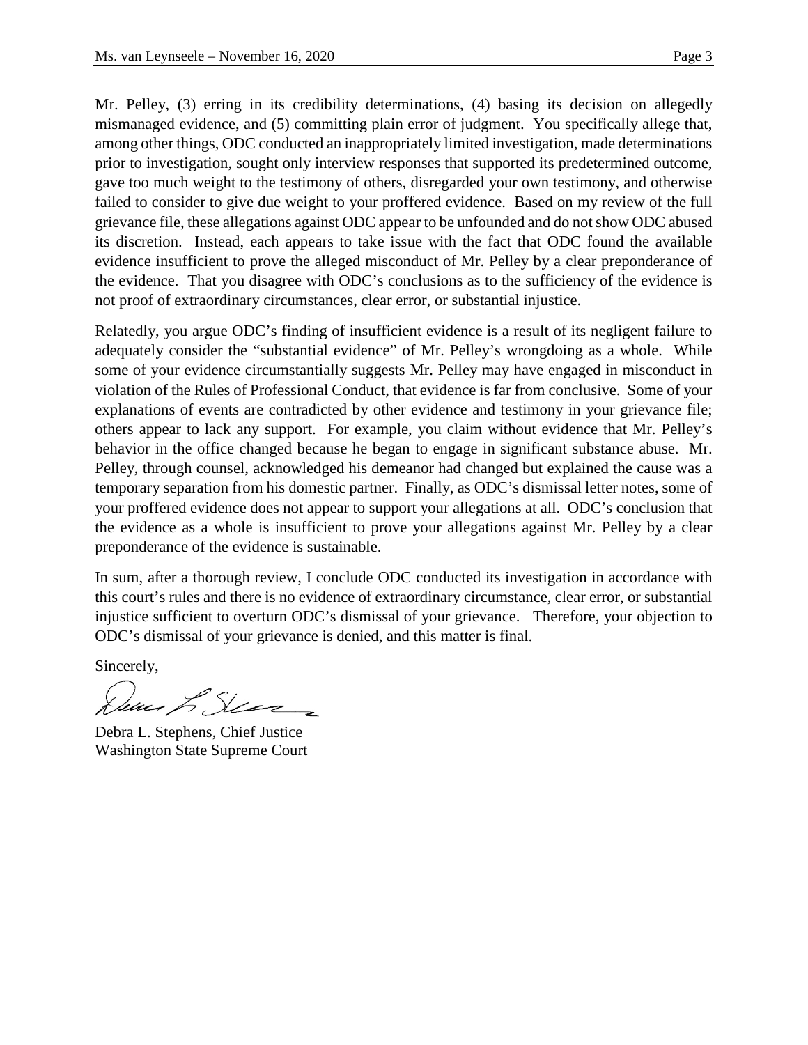Mr. Pelley, (3) erring in its credibility determinations, (4) basing its decision on allegedly mismanaged evidence, and (5) committing plain error of judgment. You specifically allege that, among other things, ODC conducted an inappropriately limited investigation, made determinations prior to investigation, sought only interview responses that supported its predetermined outcome, gave too much weight to the testimony of others, disregarded your own testimony, and otherwise failed to consider to give due weight to your proffered evidence. Based on my review of the full grievance file, these allegations against ODC appear to be unfounded and do not show ODC abused its discretion. Instead, each appears to take issue with the fact that ODC found the available evidence insufficient to prove the alleged misconduct of Mr. Pelley by a clear preponderance of the evidence. That you disagree with ODC's conclusions as to the sufficiency of the evidence is not proof of extraordinary circumstances, clear error, or substantial injustice.

Relatedly, you argue ODC's finding of insufficient evidence is a result of its negligent failure to adequately consider the "substantial evidence" of Mr. Pelley's wrongdoing as a whole. While some of your evidence circumstantially suggests Mr. Pelley may have engaged in misconduct in violation of the Rules of Professional Conduct, that evidence is far from conclusive. Some of your explanations of events are contradicted by other evidence and testimony in your grievance file; others appear to lack any support. For example, you claim without evidence that Mr. Pelley's behavior in the office changed because he began to engage in significant substance abuse. Mr. Pelley, through counsel, acknowledged his demeanor had changed but explained the cause was a temporary separation from his domestic partner. Finally, as ODC's dismissal letter notes, some of your proffered evidence does not appear to support your allegations at all. ODC's conclusion that the evidence as a whole is insufficient to prove your allegations against Mr. Pelley by a clear preponderance of the evidence is sustainable.

In sum, after a thorough review, I conclude ODC conducted its investigation in accordance with this court's rules and there is no evidence of extraordinary circumstance, clear error, or substantial injustice sufficient to overturn ODC's dismissal of your grievance. Therefore, your objection to ODC's dismissal of your grievance is denied, and this matter is final.

Sincerely,

Debra L. Stephens, Chief Justice
Washington State Supreme Court